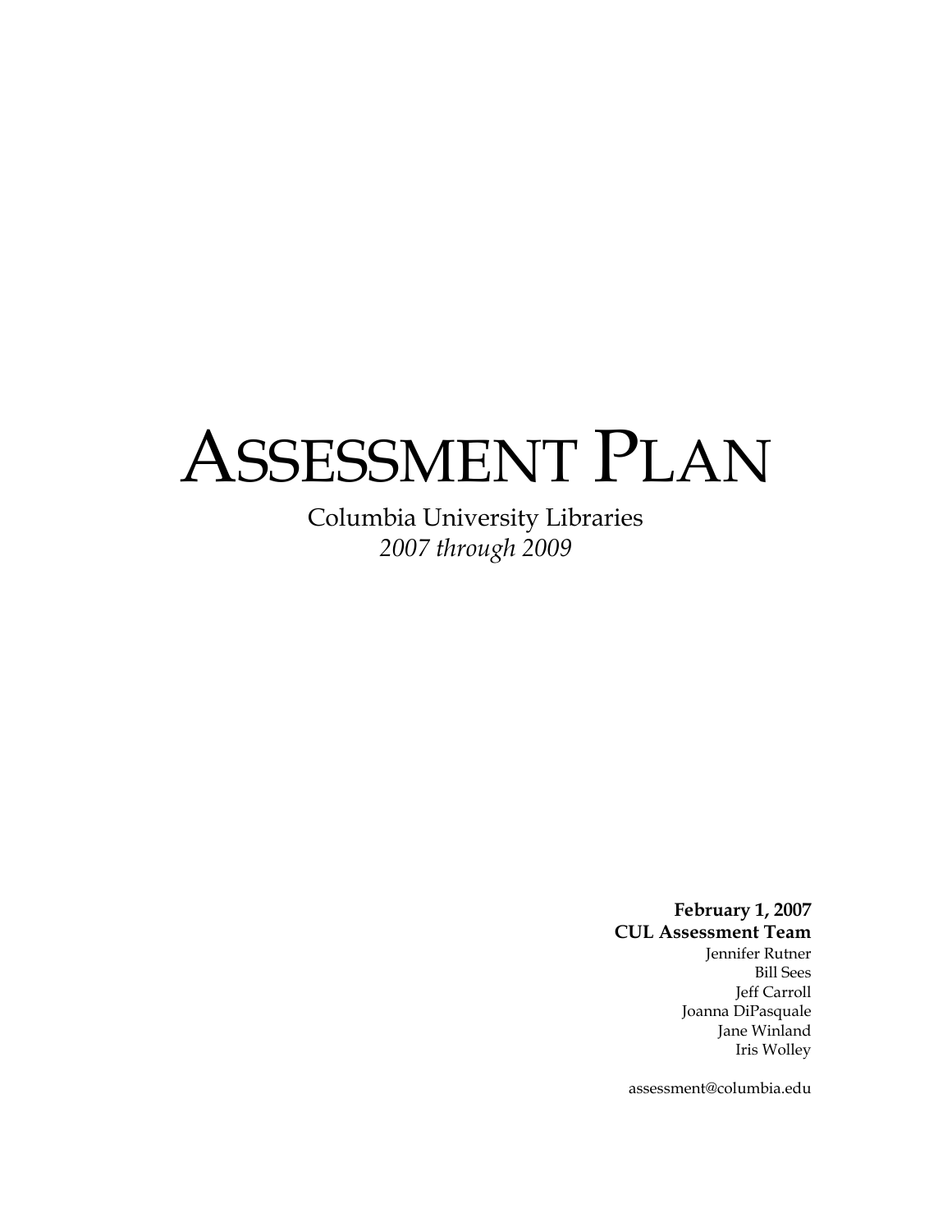# Assessment Plan

Columbia University Libraries
*2007 through 2009*

**February 1, 2007**
**CUL Assessment Team**
Jennifer Rutner
Bill Sees
Jeff Carroll
Joanna DiPasquale
Jane Winland
Iris Wolley

assessment@columbia.edu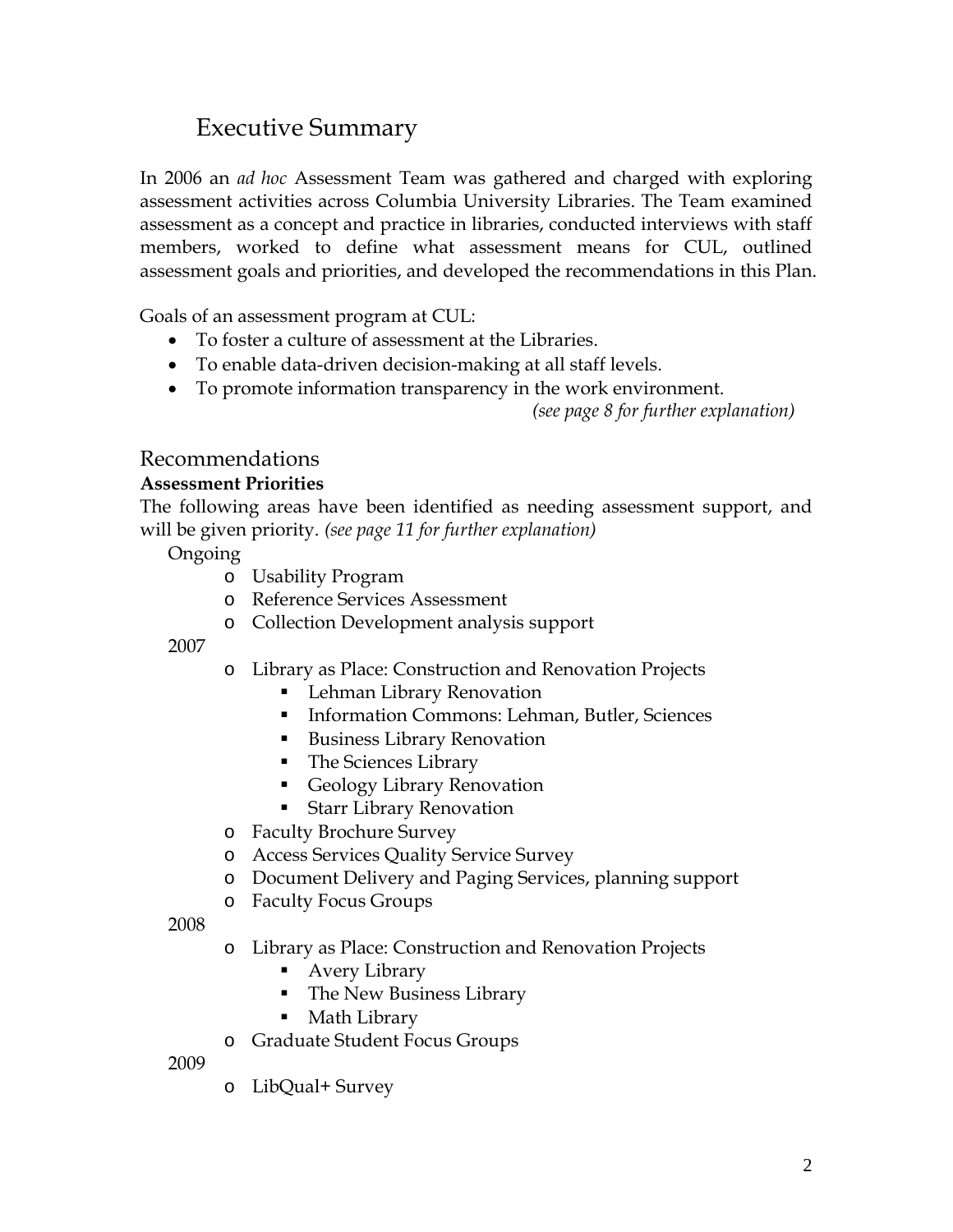# Executive Summary

In 2006 an *ad hoc* Assessment Team was gathered and charged with exploring assessment activities across Columbia University Libraries. The Team examined assessment as a concept and practice in libraries, conducted interviews with staff members, worked to define what assessment means for CUL, outlined assessment goals and priorities, and developed the recommendations in this Plan.

Goals of an assessment program at CUL:

- To foster a culture of assessment at the Libraries.
- To enable data-driven decision-making at all staff levels.
- To promote information transparency in the work environment.

*(see page 8 for further explanation)*

## Recommendations

**Assessment Priorities**

The following areas have been identified as needing assessment support, and will be given priority. *(see page 11 for further explanation)*

Ongoing

- Usability Program
- Reference Services Assessment
- Collection Development analysis support

2007

- Library as Place: Construction and Renovation Projects
  - Lehman Library Renovation
  - Information Commons: Lehman, Butler, Sciences
  - Business Library Renovation
  - The Sciences Library
  - Geology Library Renovation
  - Starr Library Renovation
- Faculty Brochure Survey
- Access Services Quality Service Survey
- Document Delivery and Paging Services, planning support
- Faculty Focus Groups

2008

- Library as Place: Construction and Renovation Projects
  - Avery Library
  - The New Business Library
  - Math Library
- Graduate Student Focus Groups

2009

- LibQual+ Survey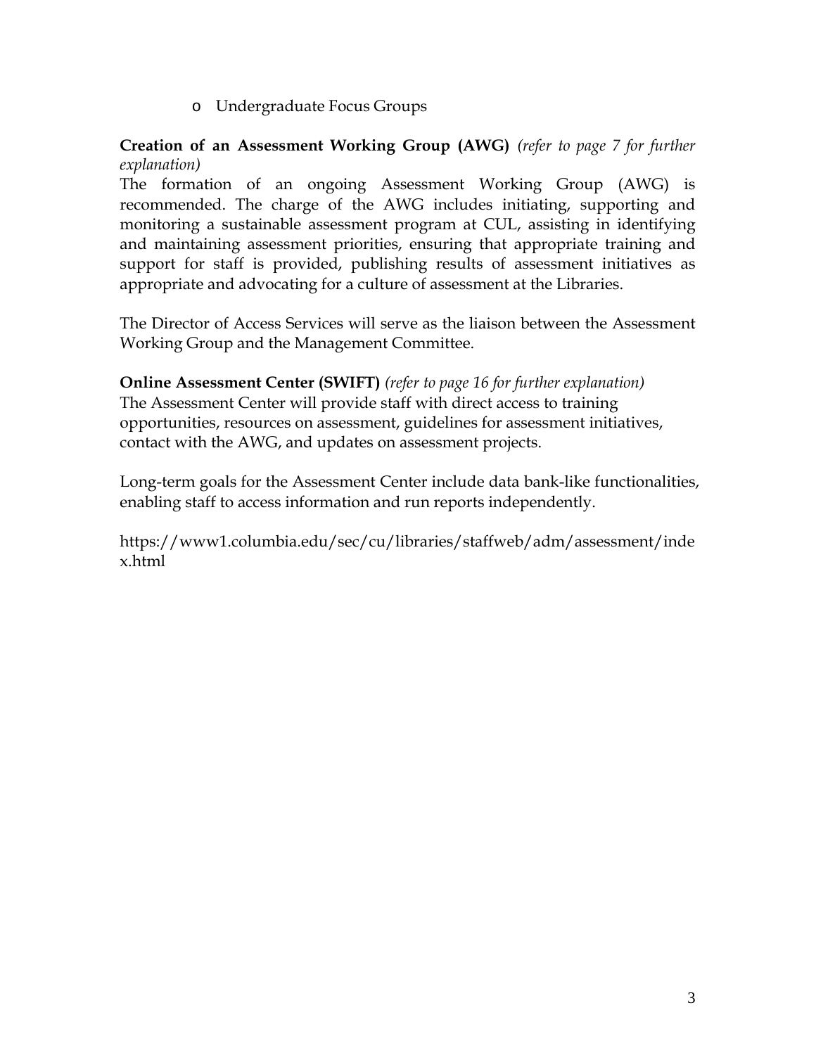- Undergraduate Focus Groups

**Creation of an Assessment Working Group (AWG)** *(refer to page 7 for further explanation)*
The formation of an ongoing Assessment Working Group (AWG) is recommended. The charge of the AWG includes initiating, supporting and monitoring a sustainable assessment program at CUL, assisting in identifying and maintaining assessment priorities, ensuring that appropriate training and support for staff is provided, publishing results of assessment initiatives as appropriate and advocating for a culture of assessment at the Libraries.

The Director of Access Services will serve as the liaison between the Assessment Working Group and the Management Committee.

**Online Assessment Center (SWIFT)** *(refer to page 16 for further explanation)*
The Assessment Center will provide staff with direct access to training opportunities, resources on assessment, guidelines for assessment initiatives, contact with the AWG, and updates on assessment projects.

Long-term goals for the Assessment Center include data bank-like functionalities, enabling staff to access information and run reports independently.

https://www1.columbia.edu/sec/cu/libraries/staffweb/adm/assessment/index.html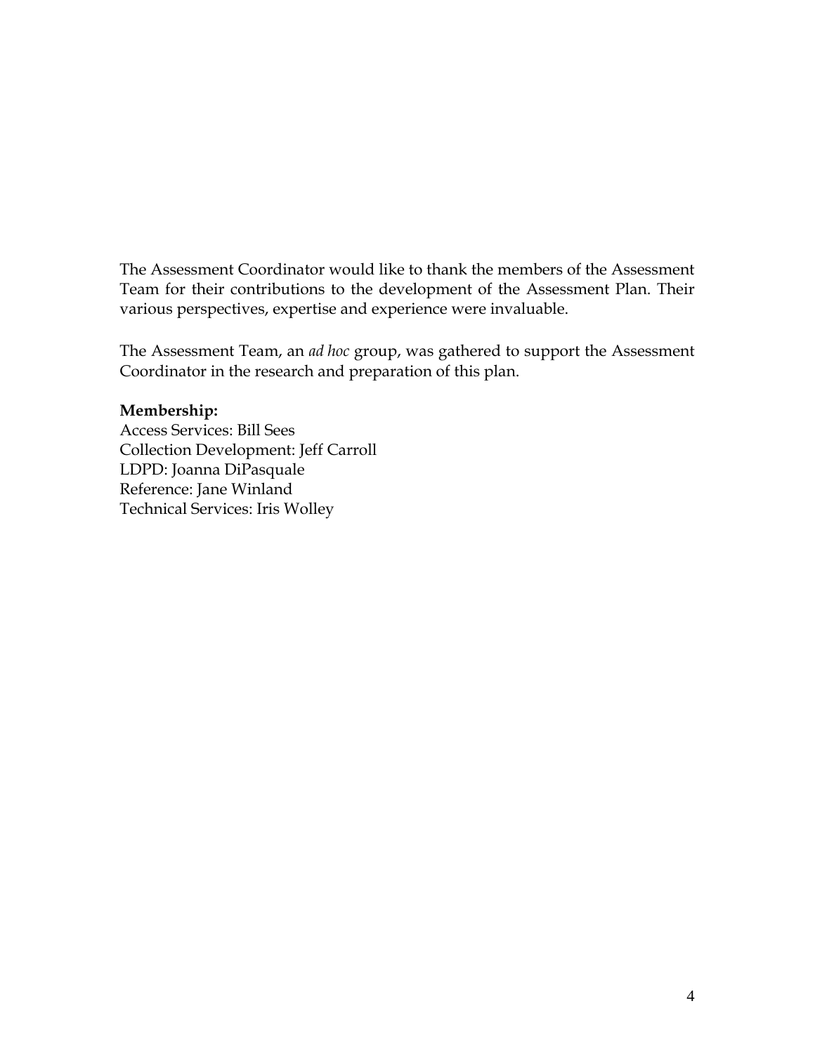The Assessment Coordinator would like to thank the members of the Assessment Team for their contributions to the development of the Assessment Plan. Their various perspectives, expertise and experience were invaluable.

The Assessment Team, an *ad hoc* group, was gathered to support the Assessment Coordinator in the research and preparation of this plan.

**Membership:**
Access Services: Bill Sees
Collection Development: Jeff Carroll
LDPD: Joanna DiPasquale
Reference: Jane Winland
Technical Services: Iris Wolley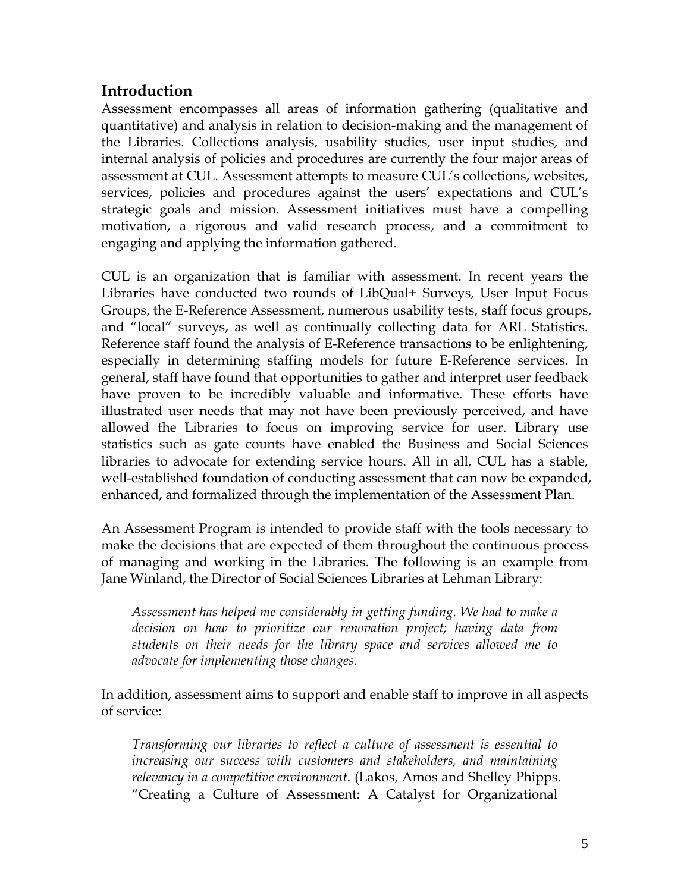## Introduction

Assessment encompasses all areas of information gathering (qualitative and quantitative) and analysis in relation to decision-making and the management of the Libraries. Collections analysis, usability studies, user input studies, and internal analysis of policies and procedures are currently the four major areas of assessment at CUL. Assessment attempts to measure CUL's collections, websites, services, policies and procedures against the users' expectations and CUL's strategic goals and mission. Assessment initiatives must have a compelling motivation, a rigorous and valid research process, and a commitment to engaging and applying the information gathered.

CUL is an organization that is familiar with assessment. In recent years the Libraries have conducted two rounds of LibQual+ Surveys, User Input Focus Groups, the E-Reference Assessment, numerous usability tests, staff focus groups, and "local" surveys, as well as continually collecting data for ARL Statistics. Reference staff found the analysis of E-Reference transactions to be enlightening, especially in determining staffing models for future E-Reference services. In general, staff have found that opportunities to gather and interpret user feedback have proven to be incredibly valuable and informative. These efforts have illustrated user needs that may not have been previously perceived, and have allowed the Libraries to focus on improving service for user. Library use statistics such as gate counts have enabled the Business and Social Sciences libraries to advocate for extending service hours. All in all, CUL has a stable, well-established foundation of conducting assessment that can now be expanded, enhanced, and formalized through the implementation of the Assessment Plan.

An Assessment Program is intended to provide staff with the tools necessary to make the decisions that are expected of them throughout the continuous process of managing and working in the Libraries. The following is an example from Jane Winland, the Director of Social Sciences Libraries at Lehman Library:

> *Assessment has helped me considerably in getting funding. We had to make a decision on how to prioritize our renovation project; having data from students on their needs for the library space and services allowed me to advocate for implementing those changes.*

In addition, assessment aims to support and enable staff to improve in all aspects of service:

> *Transforming our libraries to reflect a culture of assessment is essential to increasing our success with customers and stakeholders, and maintaining relevancy in a competitive environment.* (Lakos, Amos and Shelley Phipps. "Creating a Culture of Assessment: A Catalyst for Organizational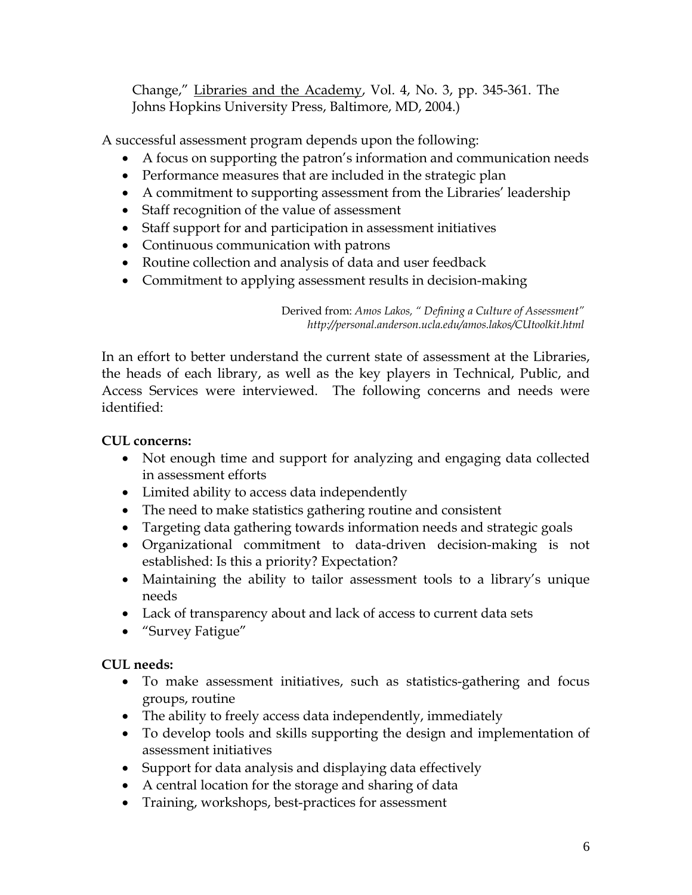Change," Libraries and the Academy, Vol. 4, No. 3, pp. 345-361. The Johns Hopkins University Press, Baltimore, MD, 2004.)

A successful assessment program depends upon the following:

- A focus on supporting the patron's information and communication needs
- Performance measures that are included in the strategic plan
- A commitment to supporting assessment from the Libraries' leadership
- Staff recognition of the value of assessment
- Staff support for and participation in assessment initiatives
- Continuous communication with patrons
- Routine collection and analysis of data and user feedback
- Commitment to applying assessment results in decision-making

Derived from: *Amos Lakos, " Defining a Culture of Assessment" http://personal.anderson.ucla.edu/amos.lakos/CUtoolkit.html*

In an effort to better understand the current state of assessment at the Libraries, the heads of each library, as well as the key players in Technical, Public, and Access Services were interviewed. The following concerns and needs were identified:

**CUL concerns:**

- Not enough time and support for analyzing and engaging data collected in assessment efforts
- Limited ability to access data independently
- The need to make statistics gathering routine and consistent
- Targeting data gathering towards information needs and strategic goals
- Organizational commitment to data-driven decision-making is not established: Is this a priority? Expectation?
- Maintaining the ability to tailor assessment tools to a library's unique needs
- Lack of transparency about and lack of access to current data sets
- "Survey Fatigue"

**CUL needs:**

- To make assessment initiatives, such as statistics-gathering and focus groups, routine
- The ability to freely access data independently, immediately
- To develop tools and skills supporting the design and implementation of assessment initiatives
- Support for data analysis and displaying data effectively
- A central location for the storage and sharing of data
- Training, workshops, best-practices for assessment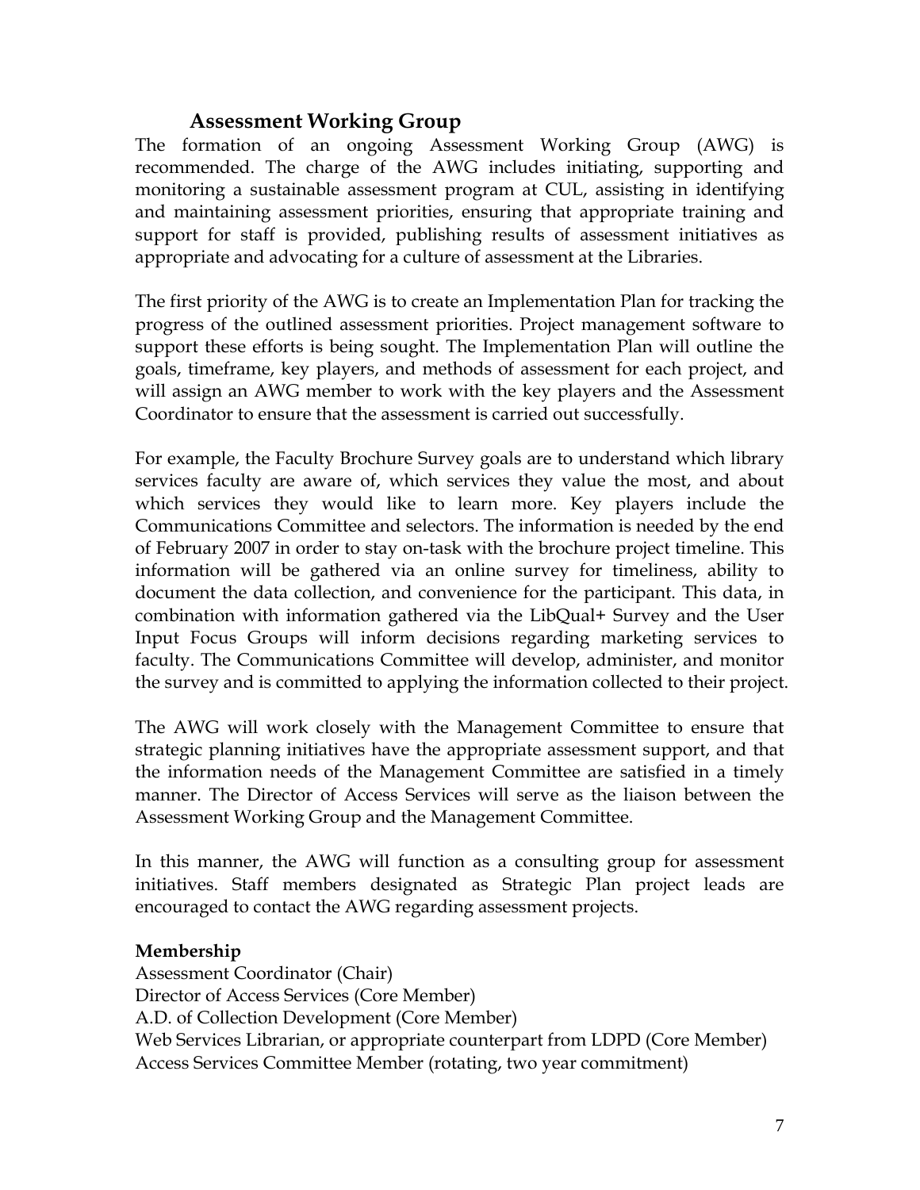## Assessment Working Group

The formation of an ongoing Assessment Working Group (AWG) is recommended. The charge of the AWG includes initiating, supporting and monitoring a sustainable assessment program at CUL, assisting in identifying and maintaining assessment priorities, ensuring that appropriate training and support for staff is provided, publishing results of assessment initiatives as appropriate and advocating for a culture of assessment at the Libraries.

The first priority of the AWG is to create an Implementation Plan for tracking the progress of the outlined assessment priorities. Project management software to support these efforts is being sought. The Implementation Plan will outline the goals, timeframe, key players, and methods of assessment for each project, and will assign an AWG member to work with the key players and the Assessment Coordinator to ensure that the assessment is carried out successfully.

For example, the Faculty Brochure Survey goals are to understand which library services faculty are aware of, which services they value the most, and about which services they would like to learn more. Key players include the Communications Committee and selectors. The information is needed by the end of February 2007 in order to stay on-task with the brochure project timeline. This information will be gathered via an online survey for timeliness, ability to document the data collection, and convenience for the participant. This data, in combination with information gathered via the LibQual+ Survey and the User Input Focus Groups will inform decisions regarding marketing services to faculty. The Communications Committee will develop, administer, and monitor the survey and is committed to applying the information collected to their project.

The AWG will work closely with the Management Committee to ensure that strategic planning initiatives have the appropriate assessment support, and that the information needs of the Management Committee are satisfied in a timely manner. The Director of Access Services will serve as the liaison between the Assessment Working Group and the Management Committee.

In this manner, the AWG will function as a consulting group for assessment initiatives. Staff members designated as Strategic Plan project leads are encouraged to contact the AWG regarding assessment projects.

**Membership**

Assessment Coordinator (Chair)
Director of Access Services (Core Member)
A.D. of Collection Development (Core Member)
Web Services Librarian, or appropriate counterpart from LDPD (Core Member)
Access Services Committee Member (rotating, two year commitment)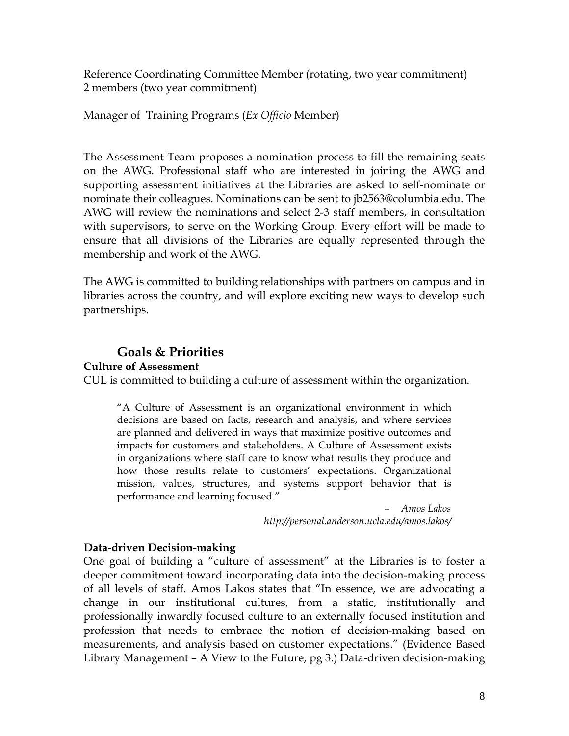Reference Coordinating Committee Member (rotating, two year commitment)
2 members (two year commitment)

Manager of Training Programs (*Ex Officio* Member)

The Assessment Team proposes a nomination process to fill the remaining seats on the AWG. Professional staff who are interested in joining the AWG and supporting assessment initiatives at the Libraries are asked to self-nominate or nominate their colleagues. Nominations can be sent to jb2563@columbia.edu. The AWG will review the nominations and select 2-3 staff members, in consultation with supervisors, to serve on the Working Group. Every effort will be made to ensure that all divisions of the Libraries are equally represented through the membership and work of the AWG.

The AWG is committed to building relationships with partners on campus and in libraries across the country, and will explore exciting new ways to develop such partnerships.

## Goals & Priorities

**Culture of Assessment**

CUL is committed to building a culture of assessment within the organization.

> "A Culture of Assessment is an organizational environment in which decisions are based on facts, research and analysis, and where services are planned and delivered in ways that maximize positive outcomes and impacts for customers and stakeholders. A Culture of Assessment exists in organizations where staff care to know what results they produce and how those results relate to customers' expectations. Organizational mission, values, structures, and systems support behavior that is performance and learning focused."
>
> – *Amos Lakos*
> *http://personal.anderson.ucla.edu/amos.lakos/*

**Data-driven Decision-making**

One goal of building a "culture of assessment" at the Libraries is to foster a deeper commitment toward incorporating data into the decision-making process of all levels of staff. Amos Lakos states that "In essence, we are advocating a change in our institutional cultures, from a static, institutionally and professionally inwardly focused culture to an externally focused institution and profession that needs to embrace the notion of decision-making based on measurements, and analysis based on customer expectations." (Evidence Based Library Management – A View to the Future, pg 3.) Data-driven decision-making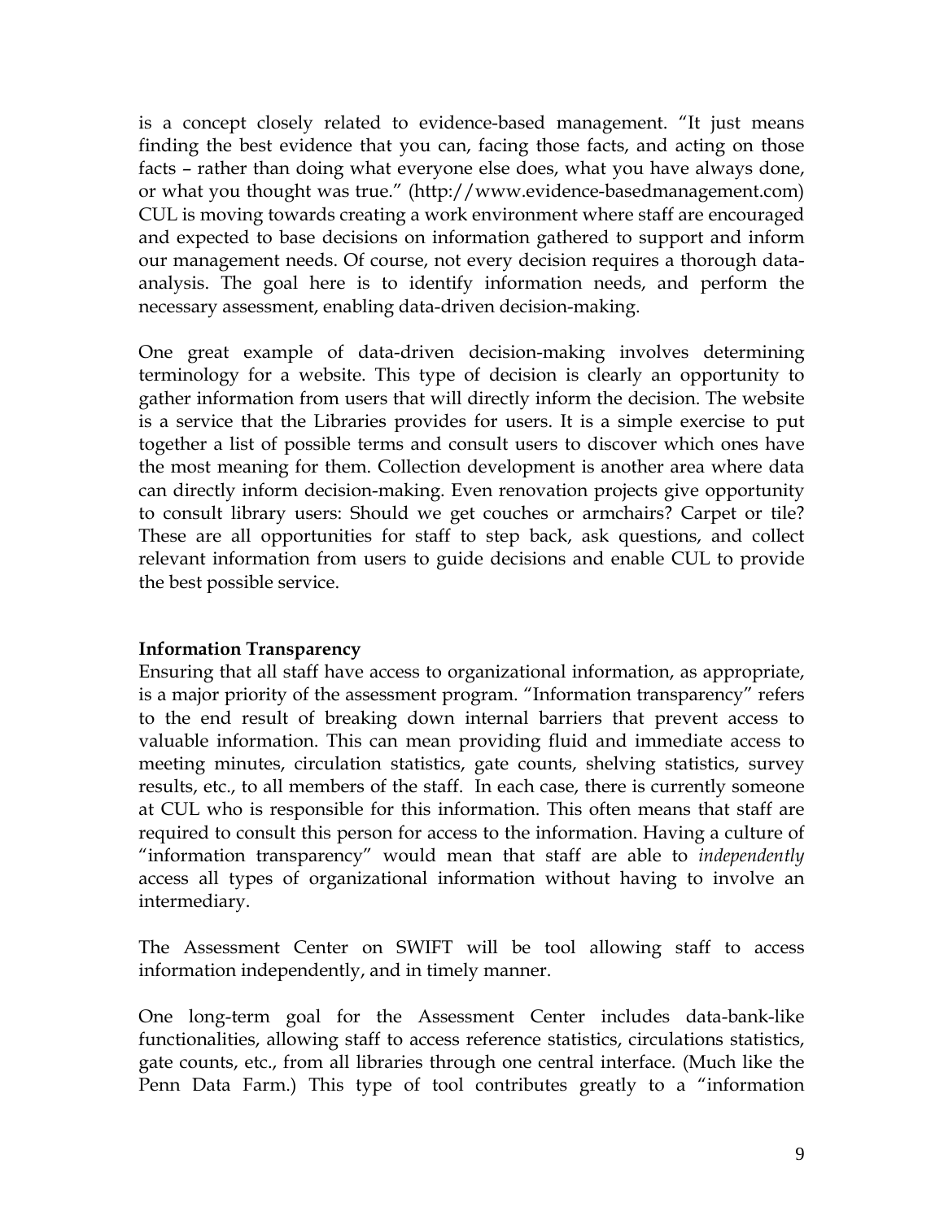is a concept closely related to evidence-based management. "It just means finding the best evidence that you can, facing those facts, and acting on those facts – rather than doing what everyone else does, what you have always done, or what you thought was true." (http://www.evidence-basedmanagement.com) CUL is moving towards creating a work environment where staff are encouraged and expected to base decisions on information gathered to support and inform our management needs. Of course, not every decision requires a thorough data-analysis. The goal here is to identify information needs, and perform the necessary assessment, enabling data-driven decision-making.

One great example of data-driven decision-making involves determining terminology for a website. This type of decision is clearly an opportunity to gather information from users that will directly inform the decision. The website is a service that the Libraries provides for users. It is a simple exercise to put together a list of possible terms and consult users to discover which ones have the most meaning for them. Collection development is another area where data can directly inform decision-making. Even renovation projects give opportunity to consult library users: Should we get couches or armchairs? Carpet or tile? These are all opportunities for staff to step back, ask questions, and collect relevant information from users to guide decisions and enable CUL to provide the best possible service.

**Information Transparency**

Ensuring that all staff have access to organizational information, as appropriate, is a major priority of the assessment program. "Information transparency" refers to the end result of breaking down internal barriers that prevent access to valuable information. This can mean providing fluid and immediate access to meeting minutes, circulation statistics, gate counts, shelving statistics, survey results, etc., to all members of the staff. In each case, there is currently someone at CUL who is responsible for this information. This often means that staff are required to consult this person for access to the information. Having a culture of "information transparency" would mean that staff are able to *independently* access all types of organizational information without having to involve an intermediary.

The Assessment Center on SWIFT will be tool allowing staff to access information independently, and in timely manner.

One long-term goal for the Assessment Center includes data-bank-like functionalities, allowing staff to access reference statistics, circulations statistics, gate counts, etc., from all libraries through one central interface. (Much like the Penn Data Farm.) This type of tool contributes greatly to a "information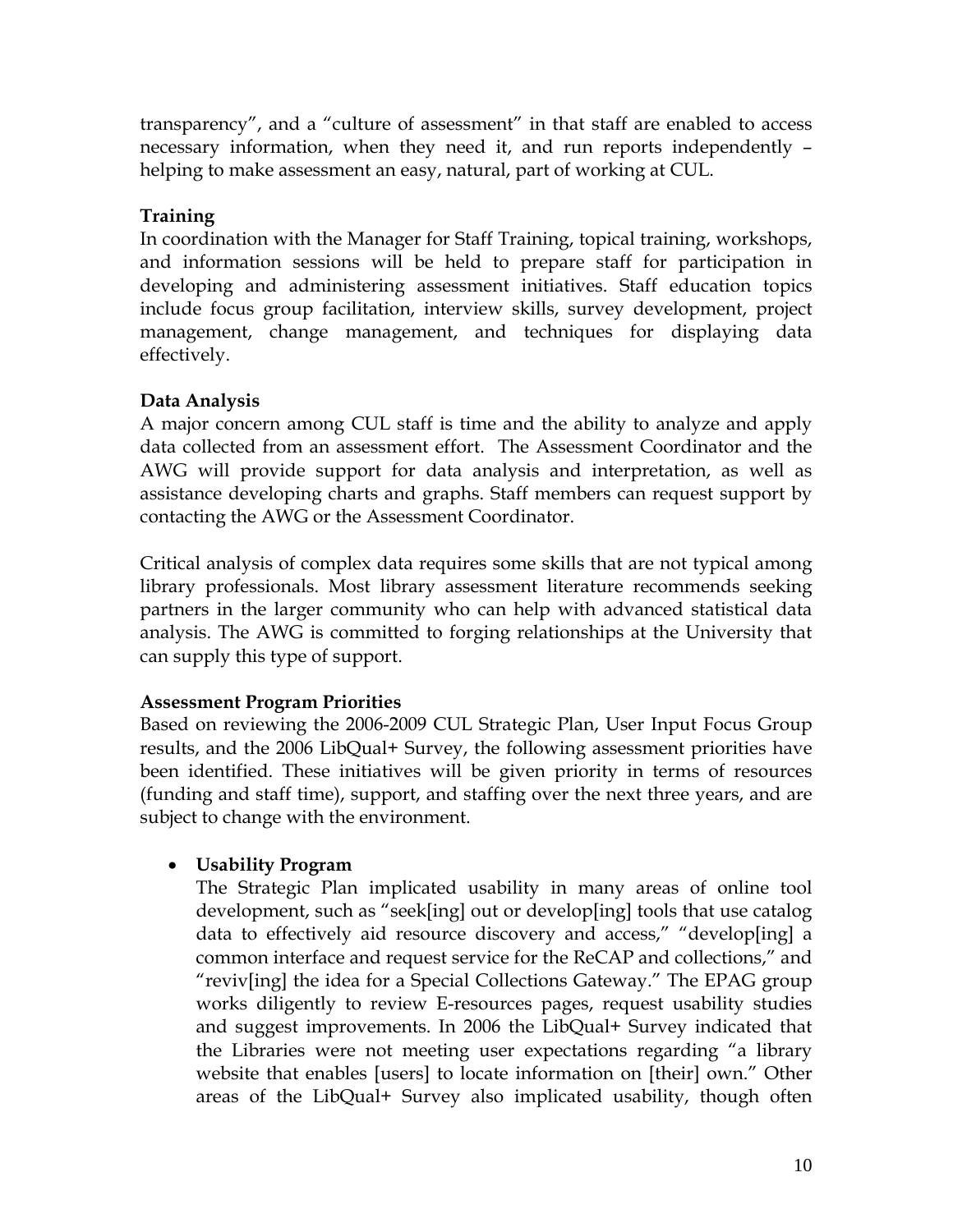transparency", and a "culture of assessment" in that staff are enabled to access necessary information, when they need it, and run reports independently – helping to make assessment an easy, natural, part of working at CUL.

**Training**

In coordination with the Manager for Staff Training, topical training, workshops, and information sessions will be held to prepare staff for participation in developing and administering assessment initiatives. Staff education topics include focus group facilitation, interview skills, survey development, project management, change management, and techniques for displaying data effectively.

**Data Analysis**

A major concern among CUL staff is time and the ability to analyze and apply data collected from an assessment effort. The Assessment Coordinator and the AWG will provide support for data analysis and interpretation, as well as assistance developing charts and graphs. Staff members can request support by contacting the AWG or the Assessment Coordinator.

Critical analysis of complex data requires some skills that are not typical among library professionals. Most library assessment literature recommends seeking partners in the larger community who can help with advanced statistical data analysis. The AWG is committed to forging relationships at the University that can supply this type of support.

**Assessment Program Priorities**

Based on reviewing the 2006-2009 CUL Strategic Plan, User Input Focus Group results, and the 2006 LibQual+ Survey, the following assessment priorities have been identified. These initiatives will be given priority in terms of resources (funding and staff time), support, and staffing over the next three years, and are subject to change with the environment.

- **Usability Program**

  The Strategic Plan implicated usability in many areas of online tool development, such as "seek[ing] out or develop[ing] tools that use catalog data to effectively aid resource discovery and access," "develop[ing] a common interface and request service for the ReCAP and collections," and "reviv[ing] the idea for a Special Collections Gateway." The EPAG group works diligently to review E-resources pages, request usability studies and suggest improvements. In 2006 the LibQual+ Survey indicated that the Libraries were not meeting user expectations regarding "a library website that enables [users] to locate information on [their] own." Other areas of the LibQual+ Survey also implicated usability, though often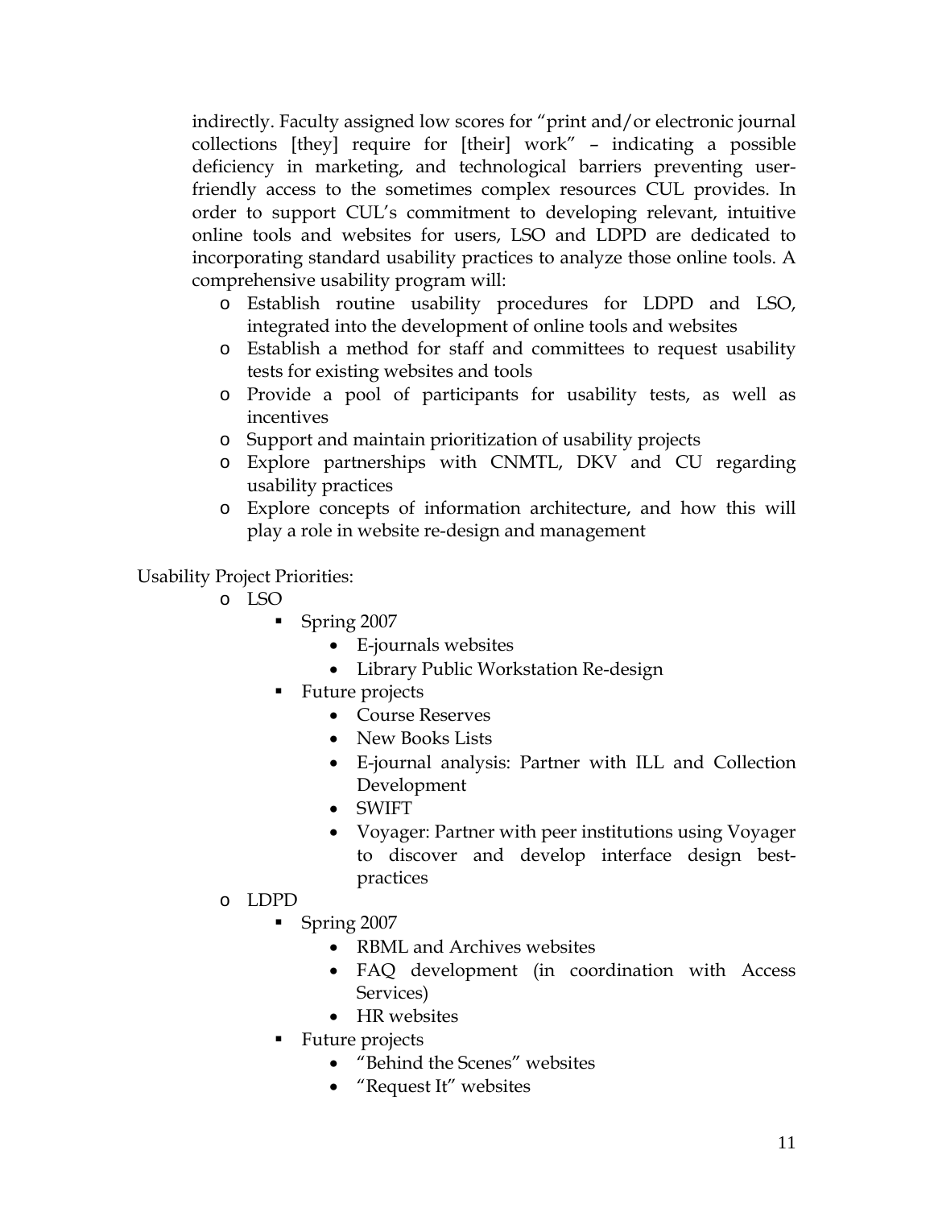indirectly. Faculty assigned low scores for "print and/or electronic journal collections [they] require for [their] work" – indicating a possible deficiency in marketing, and technological barriers preventing user-friendly access to the sometimes complex resources CUL provides. In order to support CUL's commitment to developing relevant, intuitive online tools and websites for users, LSO and LDPD are dedicated to incorporating standard usability practices to analyze those online tools. A comprehensive usability program will:

- Establish routine usability procedures for LDPD and LSO, integrated into the development of online tools and websites
- Establish a method for staff and committees to request usability tests for existing websites and tools
- Provide a pool of participants for usability tests, as well as incentives
- Support and maintain prioritization of usability projects
- Explore partnerships with CNMTL, DKV and CU regarding usability practices
- Explore concepts of information architecture, and how this will play a role in website re-design and management

Usability Project Priorities:

- LSO
  - Spring 2007
    - E-journals websites
    - Library Public Workstation Re-design
  - Future projects
    - Course Reserves
    - New Books Lists
    - E-journal analysis: Partner with ILL and Collection Development
    - SWIFT
    - Voyager: Partner with peer institutions using Voyager to discover and develop interface design best-practices
- LDPD
  - Spring 2007
    - RBML and Archives websites
    - FAQ development (in coordination with Access Services)
    - HR websites
  - Future projects
    - "Behind the Scenes" websites
    - "Request It" websites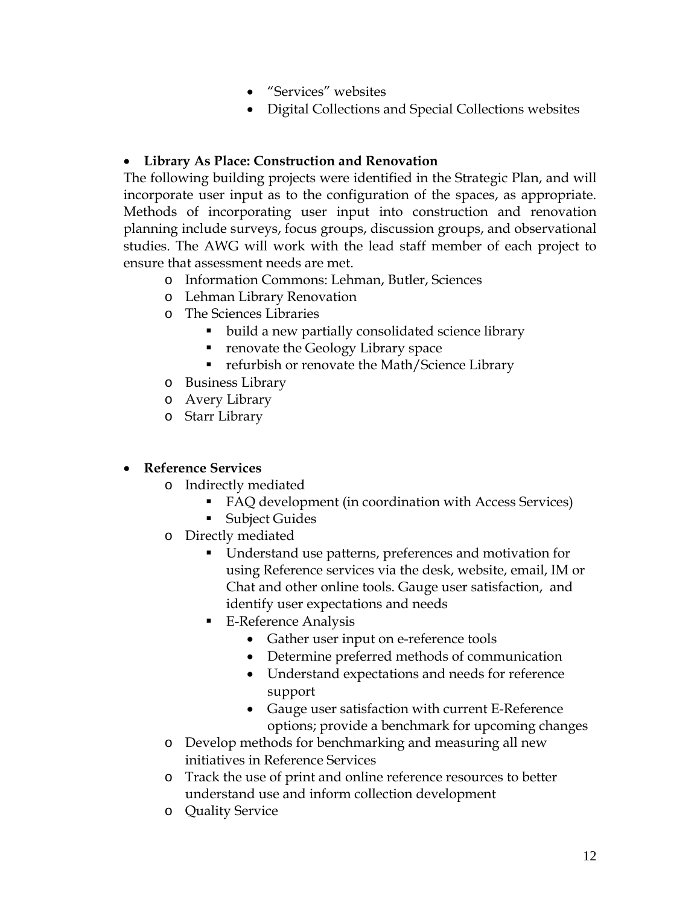- "Services" websites
- Digital Collections and Special Collections websites

- **Library As Place: Construction and Renovation**

The following building projects were identified in the Strategic Plan, and will incorporate user input as to the configuration of the spaces, as appropriate. Methods of incorporating user input into construction and renovation planning include surveys, focus groups, discussion groups, and observational studies. The AWG will work with the lead staff member of each project to ensure that assessment needs are met.

  - Information Commons: Lehman, Butler, Sciences
  - Lehman Library Renovation
  - The Sciences Libraries
    - build a new partially consolidated science library
    - renovate the Geology Library space
    - refurbish or renovate the Math/Science Library
  - Business Library
  - Avery Library
  - Starr Library

- **Reference Services**
  - Indirectly mediated
    - FAQ development (in coordination with Access Services)
    - Subject Guides
  - Directly mediated
    - Understand use patterns, preferences and motivation for using Reference services via the desk, website, email, IM or Chat and other online tools. Gauge user satisfaction, and identify user expectations and needs
    - E-Reference Analysis
      - Gather user input on e-reference tools
      - Determine preferred methods of communication
      - Understand expectations and needs for reference support
      - Gauge user satisfaction with current E-Reference options; provide a benchmark for upcoming changes
  - Develop methods for benchmarking and measuring all new initiatives in Reference Services
  - Track the use of print and online reference resources to better understand use and inform collection development
  - Quality Service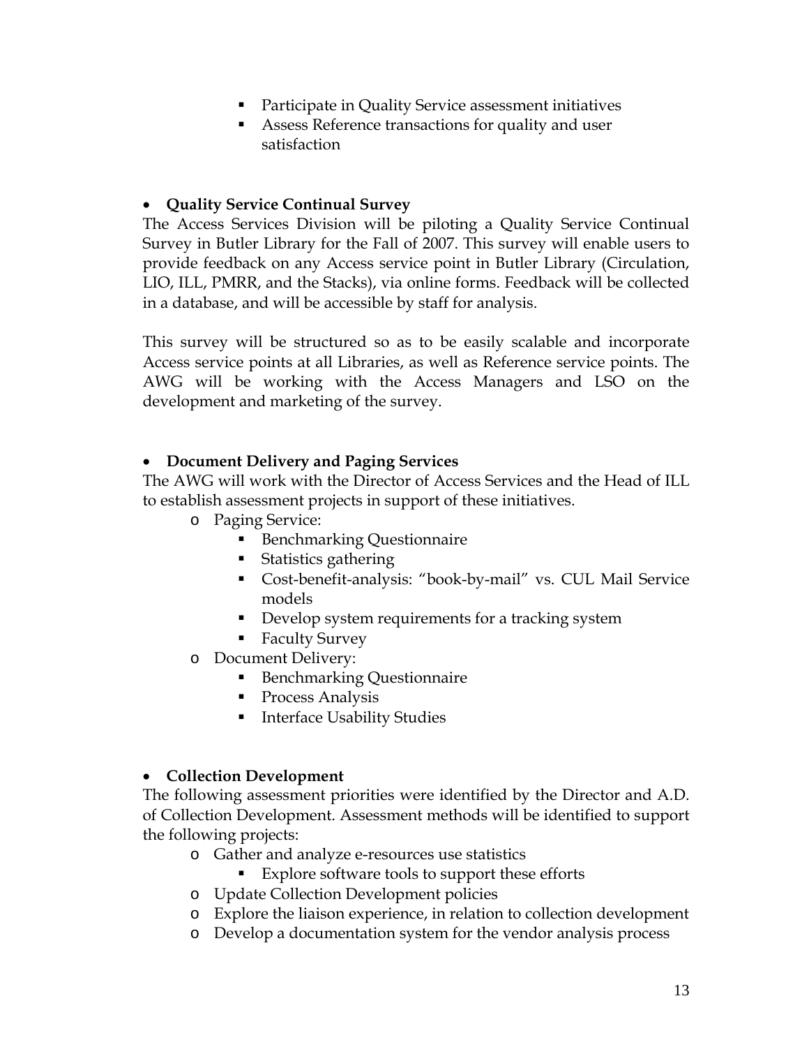- Participate in Quality Service assessment initiatives
  - Assess Reference transactions for quality and user satisfaction

- **Quality Service Continual Survey**

The Access Services Division will be piloting a Quality Service Continual Survey in Butler Library for the Fall of 2007. This survey will enable users to provide feedback on any Access service point in Butler Library (Circulation, LIO, ILL, PMRR, and the Stacks), via online forms. Feedback will be collected in a database, and will be accessible by staff for analysis.

This survey will be structured so as to be easily scalable and incorporate Access service points at all Libraries, as well as Reference service points. The AWG will be working with the Access Managers and LSO on the development and marketing of the survey.

- **Document Delivery and Paging Services**

The AWG will work with the Director of Access Services and the Head of ILL to establish assessment projects in support of these initiatives.

- Paging Service:
  - Benchmarking Questionnaire
  - Statistics gathering
  - Cost-benefit-analysis: "book-by-mail" vs. CUL Mail Service models
  - Develop system requirements for a tracking system
  - Faculty Survey
- Document Delivery:
  - Benchmarking Questionnaire
  - Process Analysis
  - Interface Usability Studies

- **Collection Development**

The following assessment priorities were identified by the Director and A.D. of Collection Development. Assessment methods will be identified to support the following projects:

- Gather and analyze e-resources use statistics
  - Explore software tools to support these efforts
- Update Collection Development policies
- Explore the liaison experience, in relation to collection development
- Develop a documentation system for the vendor analysis process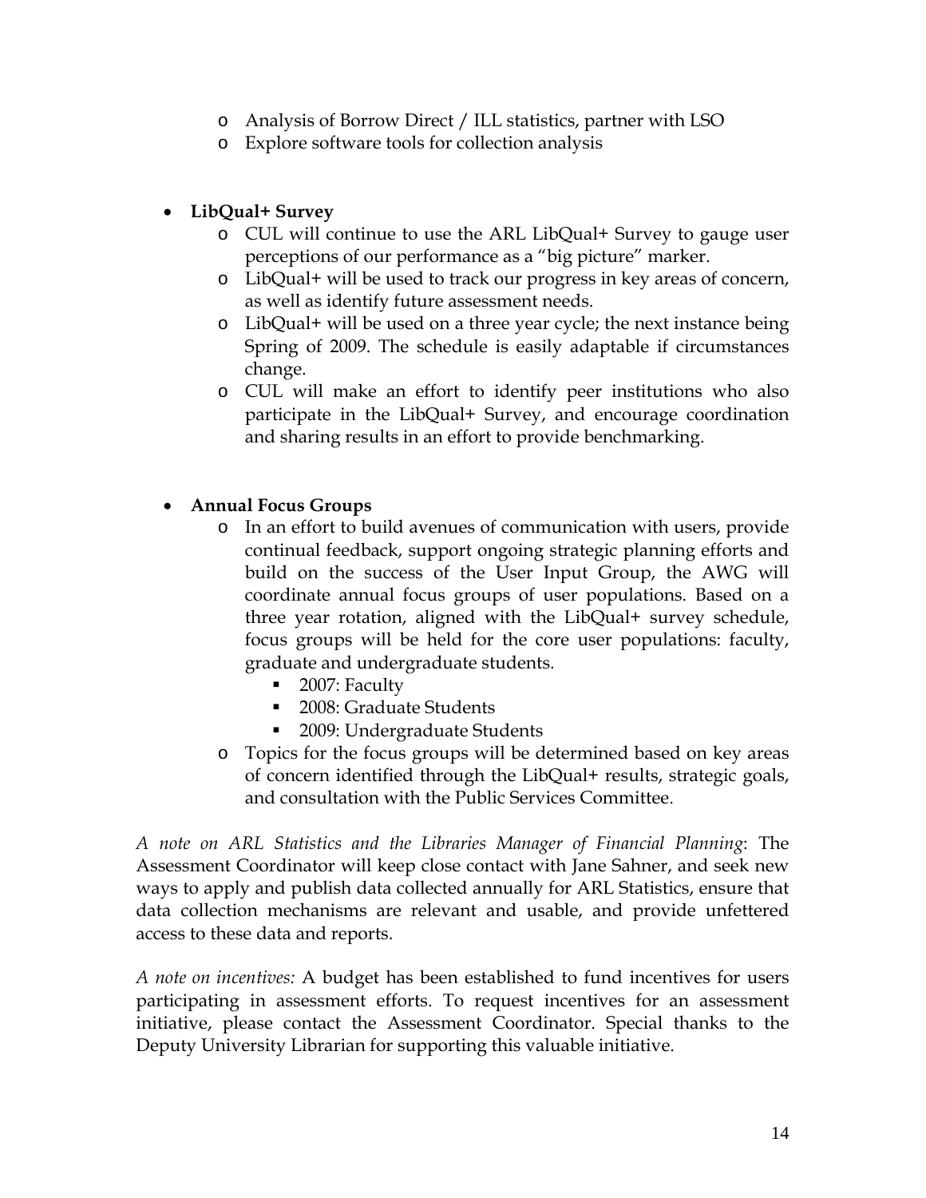- Analysis of Borrow Direct / ILL statistics, partner with LSO
  - Explore software tools for collection analysis

- **LibQual+ Survey**
  - CUL will continue to use the ARL LibQual+ Survey to gauge user perceptions of our performance as a "big picture" marker.
  - LibQual+ will be used to track our progress in key areas of concern, as well as identify future assessment needs.
  - LibQual+ will be used on a three year cycle; the next instance being Spring of 2009. The schedule is easily adaptable if circumstances change.
  - CUL will make an effort to identify peer institutions who also participate in the LibQual+ Survey, and encourage coordination and sharing results in an effort to provide benchmarking.

- **Annual Focus Groups**
  - In an effort to build avenues of communication with users, provide continual feedback, support ongoing strategic planning efforts and build on the success of the User Input Group, the AWG will coordinate annual focus groups of user populations. Based on a three year rotation, aligned with the LibQual+ survey schedule, focus groups will be held for the core user populations: faculty, graduate and undergraduate students.
    - 2007: Faculty
    - 2008: Graduate Students
    - 2009: Undergraduate Students
  - Topics for the focus groups will be determined based on key areas of concern identified through the LibQual+ results, strategic goals, and consultation with the Public Services Committee.

*A note on ARL Statistics and the Libraries Manager of Financial Planning*: The Assessment Coordinator will keep close contact with Jane Sahner, and seek new ways to apply and publish data collected annually for ARL Statistics, ensure that data collection mechanisms are relevant and usable, and provide unfettered access to these data and reports.

*A note on incentives:* A budget has been established to fund incentives for users participating in assessment efforts. To request incentives for an assessment initiative, please contact the Assessment Coordinator. Special thanks to the Deputy University Librarian for supporting this valuable initiative.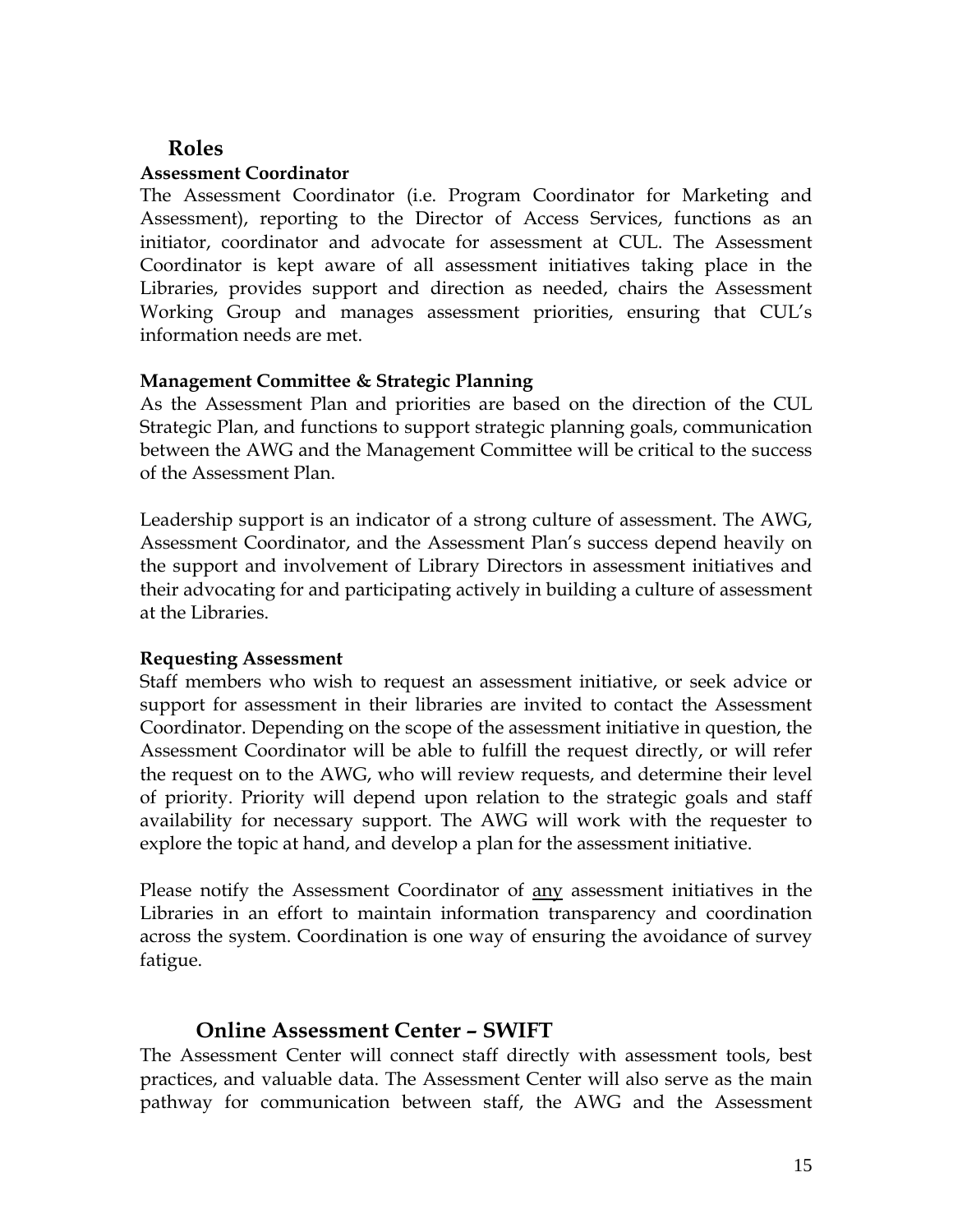## Roles

### Assessment Coordinator

The Assessment Coordinator (i.e. Program Coordinator for Marketing and Assessment), reporting to the Director of Access Services, functions as an initiator, coordinator and advocate for assessment at CUL. The Assessment Coordinator is kept aware of all assessment initiatives taking place in the Libraries, provides support and direction as needed, chairs the Assessment Working Group and manages assessment priorities, ensuring that CUL's information needs are met.

### Management Committee & Strategic Planning

As the Assessment Plan and priorities are based on the direction of the CUL Strategic Plan, and functions to support strategic planning goals, communication between the AWG and the Management Committee will be critical to the success of the Assessment Plan.

Leadership support is an indicator of a strong culture of assessment. The AWG, Assessment Coordinator, and the Assessment Plan's success depend heavily on the support and involvement of Library Directors in assessment initiatives and their advocating for and participating actively in building a culture of assessment at the Libraries.

### Requesting Assessment

Staff members who wish to request an assessment initiative, or seek advice or support for assessment in their libraries are invited to contact the Assessment Coordinator. Depending on the scope of the assessment initiative in question, the Assessment Coordinator will be able to fulfill the request directly, or will refer the request on to the AWG, who will review requests, and determine their level of priority. Priority will depend upon relation to the strategic goals and staff availability for necessary support. The AWG will work with the requester to explore the topic at hand, and develop a plan for the assessment initiative.

Please notify the Assessment Coordinator of <u>any</u> assessment initiatives in the Libraries in an effort to maintain information transparency and coordination across the system. Coordination is one way of ensuring the avoidance of survey fatigue.

## Online Assessment Center – SWIFT

The Assessment Center will connect staff directly with assessment tools, best practices, and valuable data. The Assessment Center will also serve as the main pathway for communication between staff, the AWG and the Assessment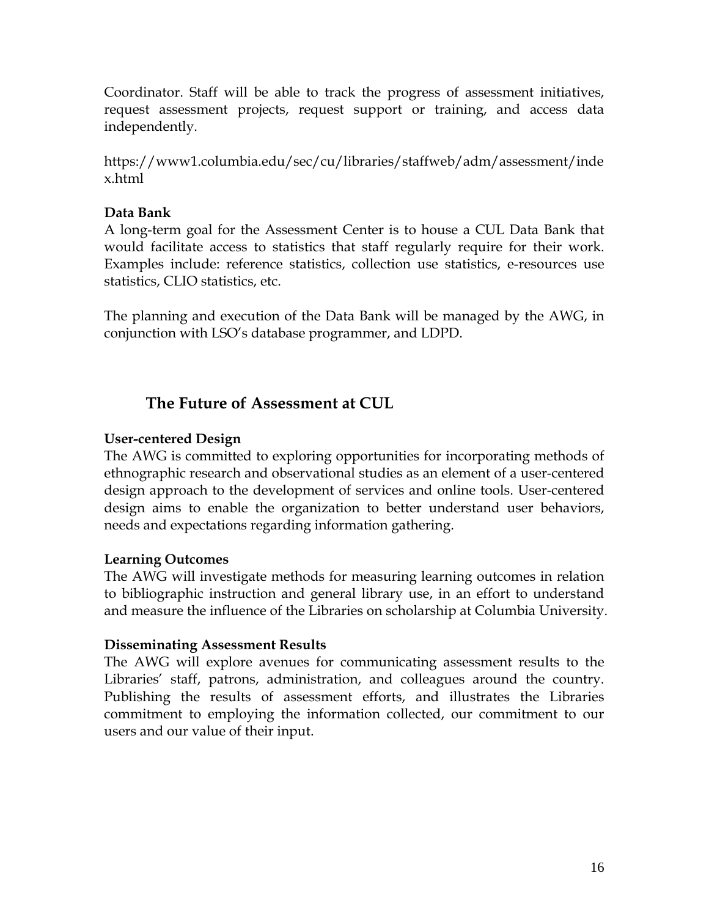Coordinator. Staff will be able to track the progress of assessment initiatives, request assessment projects, request support or training, and access data independently.

https://www1.columbia.edu/sec/cu/libraries/staffweb/adm/assessment/index.html

**Data Bank**

A long-term goal for the Assessment Center is to house a CUL Data Bank that would facilitate access to statistics that staff regularly require for their work. Examples include: reference statistics, collection use statistics, e-resources use statistics, CLIO statistics, etc.

The planning and execution of the Data Bank will be managed by the AWG, in conjunction with LSO's database programmer, and LDPD.

## The Future of Assessment at CUL

**User-centered Design**

The AWG is committed to exploring opportunities for incorporating methods of ethnographic research and observational studies as an element of a user-centered design approach to the development of services and online tools. User-centered design aims to enable the organization to better understand user behaviors, needs and expectations regarding information gathering.

**Learning Outcomes**

The AWG will investigate methods for measuring learning outcomes in relation to bibliographic instruction and general library use, in an effort to understand and measure the influence of the Libraries on scholarship at Columbia University.

**Disseminating Assessment Results**

The AWG will explore avenues for communicating assessment results to the Libraries' staff, patrons, administration, and colleagues around the country. Publishing the results of assessment efforts, and illustrates the Libraries commitment to employing the information collected, our commitment to our users and our value of their input.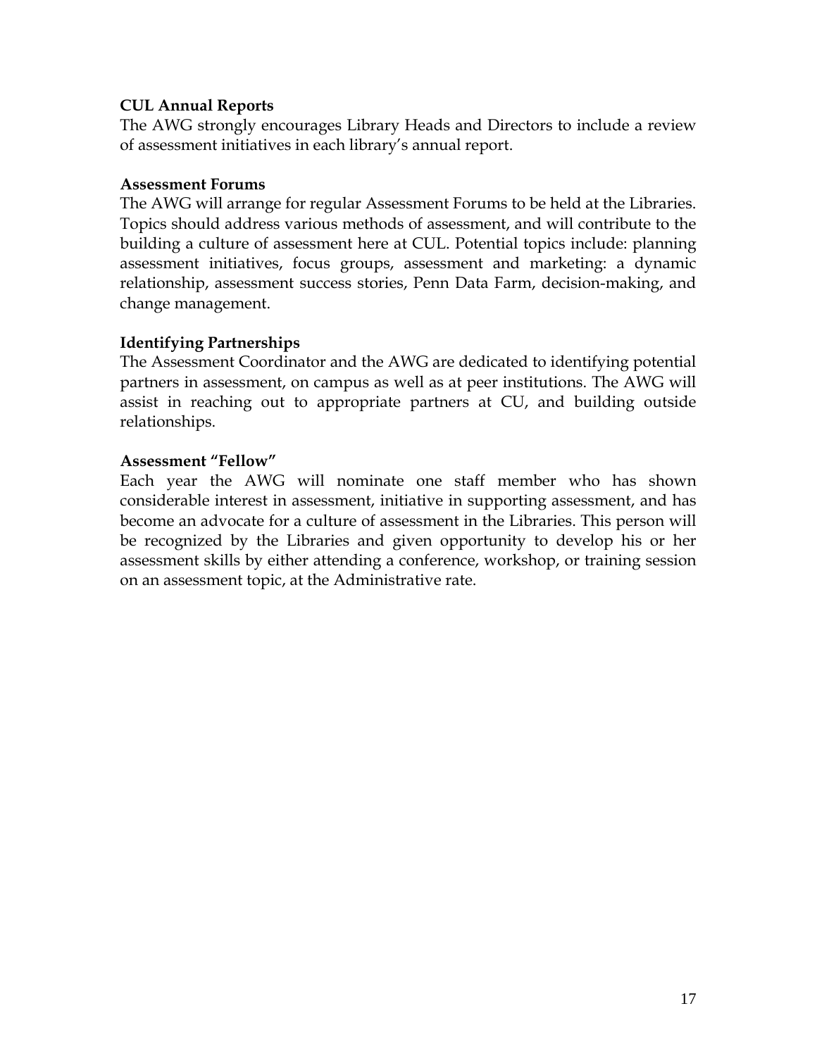**CUL Annual Reports**

The AWG strongly encourages Library Heads and Directors to include a review of assessment initiatives in each library's annual report.

**Assessment Forums**

The AWG will arrange for regular Assessment Forums to be held at the Libraries. Topics should address various methods of assessment, and will contribute to the building a culture of assessment here at CUL. Potential topics include: planning assessment initiatives, focus groups, assessment and marketing: a dynamic relationship, assessment success stories, Penn Data Farm, decision-making, and change management.

**Identifying Partnerships**

The Assessment Coordinator and the AWG are dedicated to identifying potential partners in assessment, on campus as well as at peer institutions. The AWG will assist in reaching out to appropriate partners at CU, and building outside relationships.

**Assessment "Fellow"**

Each year the AWG will nominate one staff member who has shown considerable interest in assessment, initiative in supporting assessment, and has become an advocate for a culture of assessment in the Libraries. This person will be recognized by the Libraries and given opportunity to develop his or her assessment skills by either attending a conference, workshop, or training session on an assessment topic, at the Administrative rate.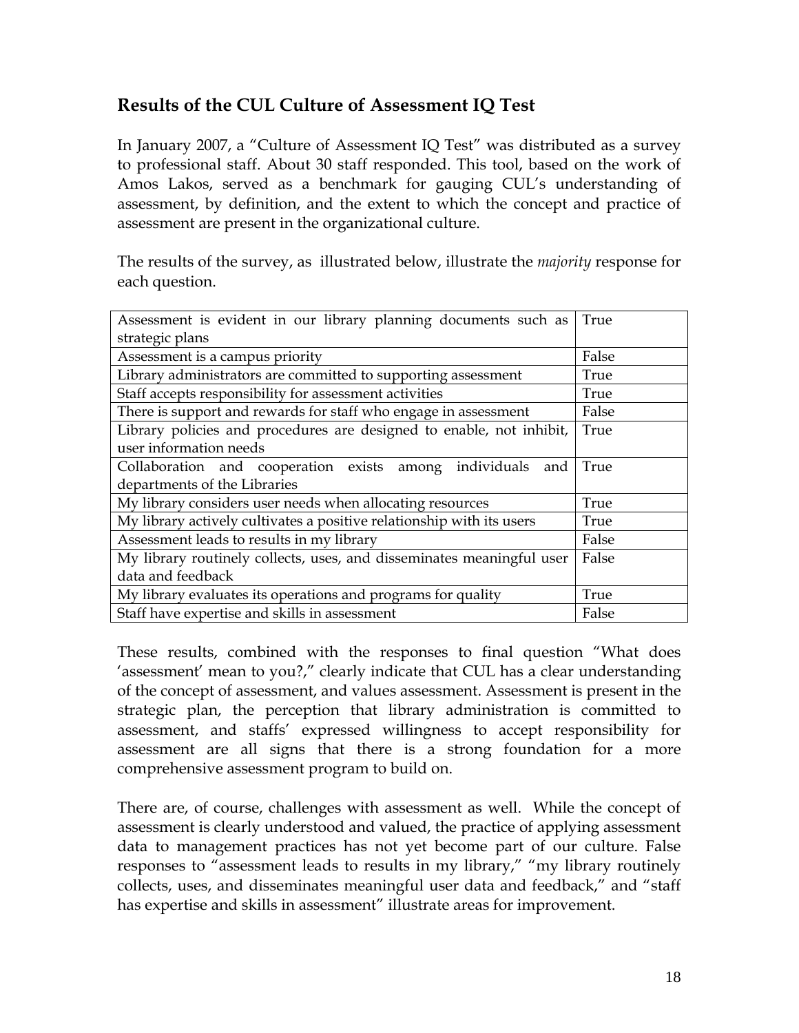## Results of the CUL Culture of Assessment IQ Test

In January 2007, a "Culture of Assessment IQ Test" was distributed as a survey to professional staff. About 30 staff responded. This tool, based on the work of Amos Lakos, served as a benchmark for gauging CUL's understanding of assessment, by definition, and the extent to which the concept and practice of assessment are present in the organizational culture.

The results of the survey, as illustrated below, illustrate the *majority* response for each question.

| | |
|---|---|
| Assessment is evident in our library planning documents such as strategic plans | True |
| Assessment is a campus priority | False |
| Library administrators are committed to supporting assessment | True |
| Staff accepts responsibility for assessment activities | True |
| There is support and rewards for staff who engage in assessment | False |
| Library policies and procedures are designed to enable, not inhibit, user information needs | True |
| Collaboration and cooperation exists among individuals and departments of the Libraries | True |
| My library considers user needs when allocating resources | True |
| My library actively cultivates a positive relationship with its users | True |
| Assessment leads to results in my library | False |
| My library routinely collects, uses, and disseminates meaningful user data and feedback | False |
| My library evaluates its operations and programs for quality | True |
| Staff have expertise and skills in assessment | False |

These results, combined with the responses to final question "What does 'assessment' mean to you?," clearly indicate that CUL has a clear understanding of the concept of assessment, and values assessment. Assessment is present in the strategic plan, the perception that library administration is committed to assessment, and staffs' expressed willingness to accept responsibility for assessment are all signs that there is a strong foundation for a more comprehensive assessment program to build on.

There are, of course, challenges with assessment as well. While the concept of assessment is clearly understood and valued, the practice of applying assessment data to management practices has not yet become part of our culture. False responses to "assessment leads to results in my library," "my library routinely collects, uses, and disseminates meaningful user data and feedback," and "staff has expertise and skills in assessment" illustrate areas for improvement.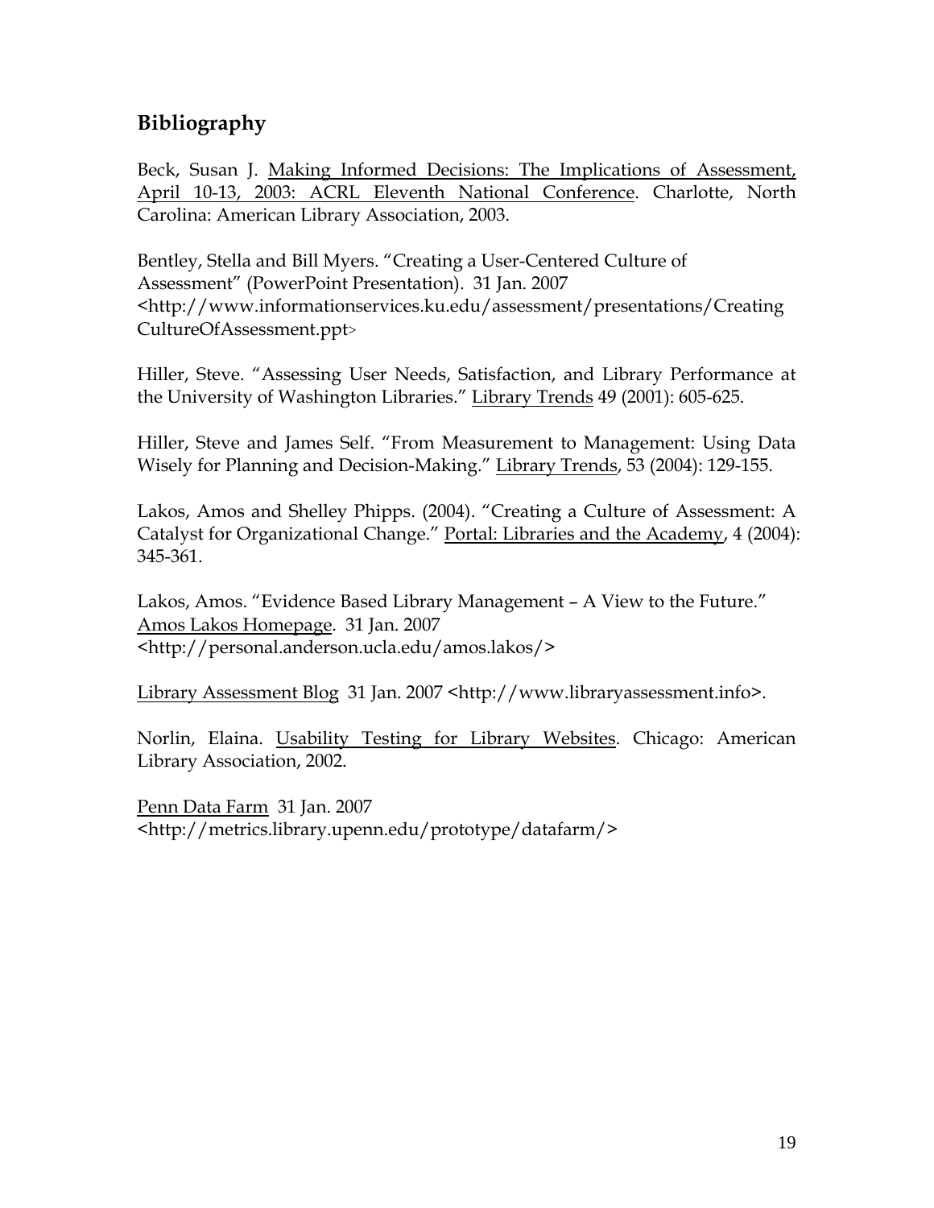## Bibliography

Beck, Susan J. Making Informed Decisions: The Implications of Assessment, April 10-13, 2003: ACRL Eleventh National Conference. Charlotte, North Carolina: American Library Association, 2003.

Bentley, Stella and Bill Myers. "Creating a User-Centered Culture of Assessment" (PowerPoint Presentation). 31 Jan. 2007 <http://www.informationservices.ku.edu/assessment/presentations/CreatingCultureOfAssessment.ppt>

Hiller, Steve. "Assessing User Needs, Satisfaction, and Library Performance at the University of Washington Libraries." Library Trends 49 (2001): 605-625.

Hiller, Steve and James Self. "From Measurement to Management: Using Data Wisely for Planning and Decision-Making." Library Trends, 53 (2004): 129-155.

Lakos, Amos and Shelley Phipps. (2004). "Creating a Culture of Assessment: A Catalyst for Organizational Change." Portal: Libraries and the Academy, 4 (2004): 345-361.

Lakos, Amos. "Evidence Based Library Management – A View to the Future." Amos Lakos Homepage. 31 Jan. 2007 <http://personal.anderson.ucla.edu/amos.lakos/>

Library Assessment Blog 31 Jan. 2007 <http://www.libraryassessment.info>.

Norlin, Elaina. Usability Testing for Library Websites. Chicago: American Library Association, 2002.

Penn Data Farm 31 Jan. 2007 <http://metrics.library.upenn.edu/prototype/datafarm/>